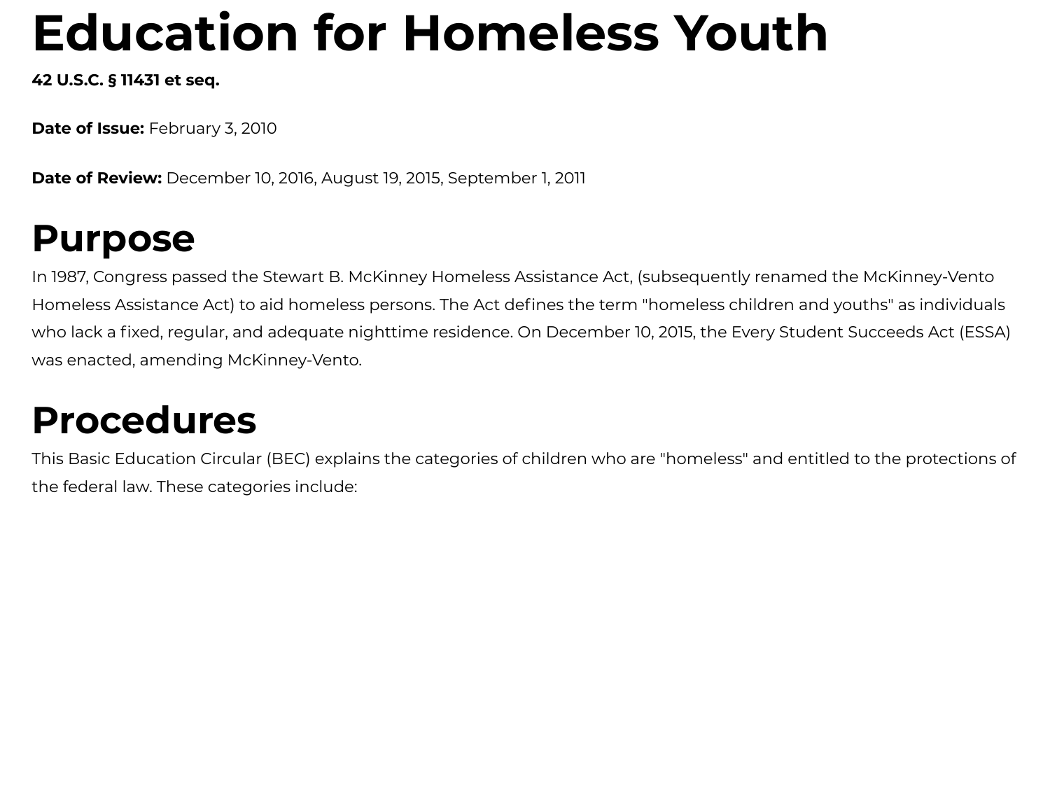# Education for Homeless Youth

**42 U.S.C. § 11431 et seq.**

**Date of Issue:** February 3, 2010

**Date of Review:** December 10, 2016, August 19, 2015, September 1, 2011

## Purpose

In 1987, Congress passed the Stewart B. McKinney Homeless Assistance Act, (subsequently renamed the McKinney-Vento Homeless Assistance Act) to aid homeless persons. The Act defines the term "homeless children and youths" as individuals who lack a fixed, regular, and adequate nighttime residence. On December 10, 2015, the Every Student Succeeds Act (ESSA) was enacted, amending McKinney-Vento.

## Procedures

This Basic Education Circular (BEC) explains the categories of children who are "homeless" and entitled to the protections of the federal law. These categories include: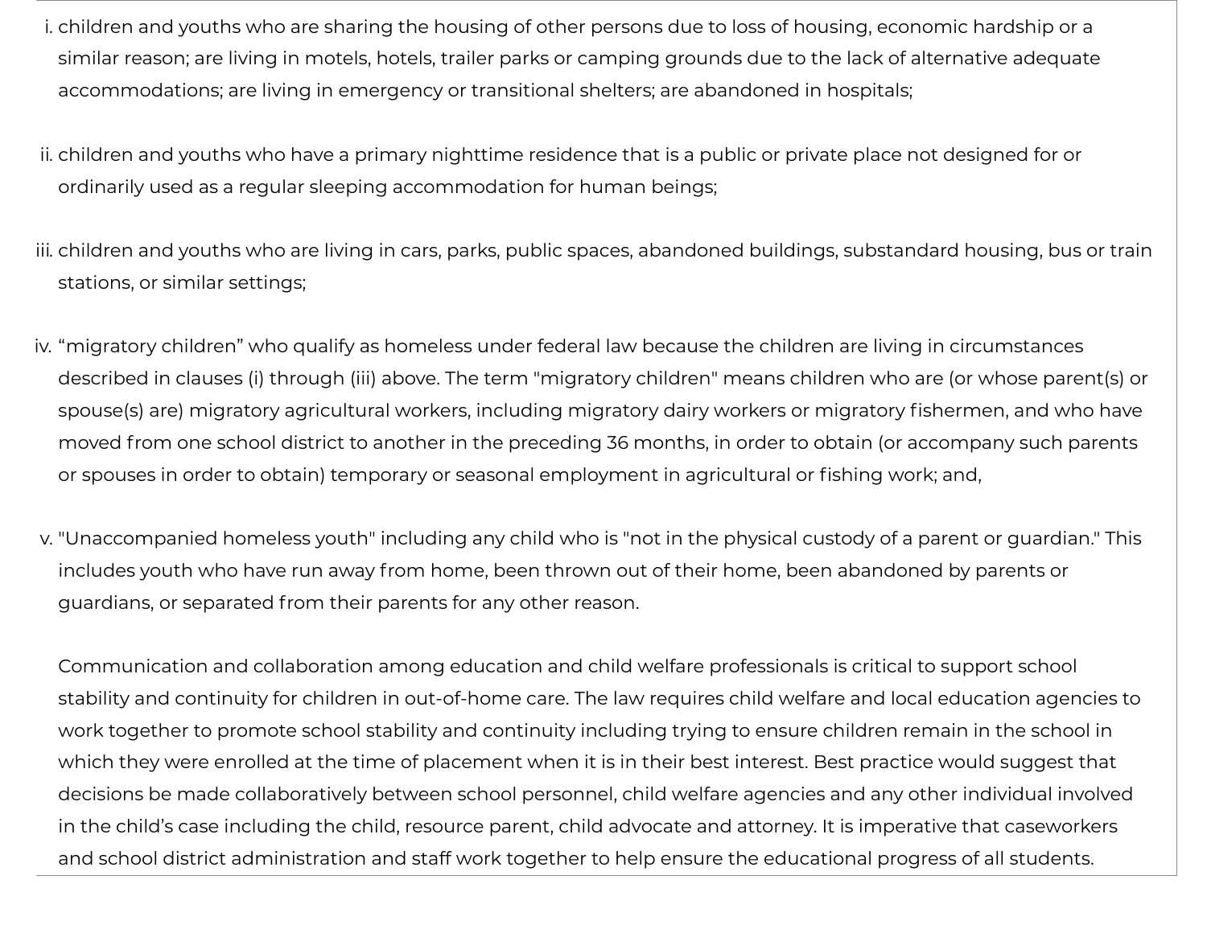i. children and youths who are sharing the housing of other persons due to loss of housing, economic hardship or a similar reason; are living in motels, hotels, trailer parks or camping grounds due to the lack of alternative adequate accommodations; are living in emergency or transitional shelters; are abandoned in hospitals;

ii. children and youths who have a primary nighttime residence that is a public or private place not designed for or ordinarily used as a regular sleeping accommodation for human beings;

iii. children and youths who are living in cars, parks, public spaces, abandoned buildings, substandard housing, bus or train stations, or similar settings;

iv. “migratory children” who qualify as homeless under federal law because the children are living in circumstances described in clauses (i) through (iii) above. The term "migratory children" means children who are (or whose parent(s) or spouse(s) are) migratory agricultural workers, including migratory dairy workers or migratory fishermen, and who have moved from one school district to another in the preceding 36 months, in order to obtain (or accompany such parents or spouses in order to obtain) temporary or seasonal employment in agricultural or fishing work; and,

v. "Unaccompanied homeless youth" including any child who is "not in the physical custody of a parent or guardian." This includes youth who have run away from home, been thrown out of their home, been abandoned by parents or guardians, or separated from their parents for any other reason.

Communication and collaboration among education and child welfare professionals is critical to support school stability and continuity for children in out-of-home care. The law requires child welfare and local education agencies to work together to promote school stability and continuity including trying to ensure children remain in the school in which they were enrolled at the time of placement when it is in their best interest. Best practice would suggest that decisions be made collaboratively between school personnel, child welfare agencies and any other individual involved in the child’s case including the child, resource parent, child advocate and attorney. It is imperative that caseworkers and school district administration and staff work together to help ensure the educational progress of all students.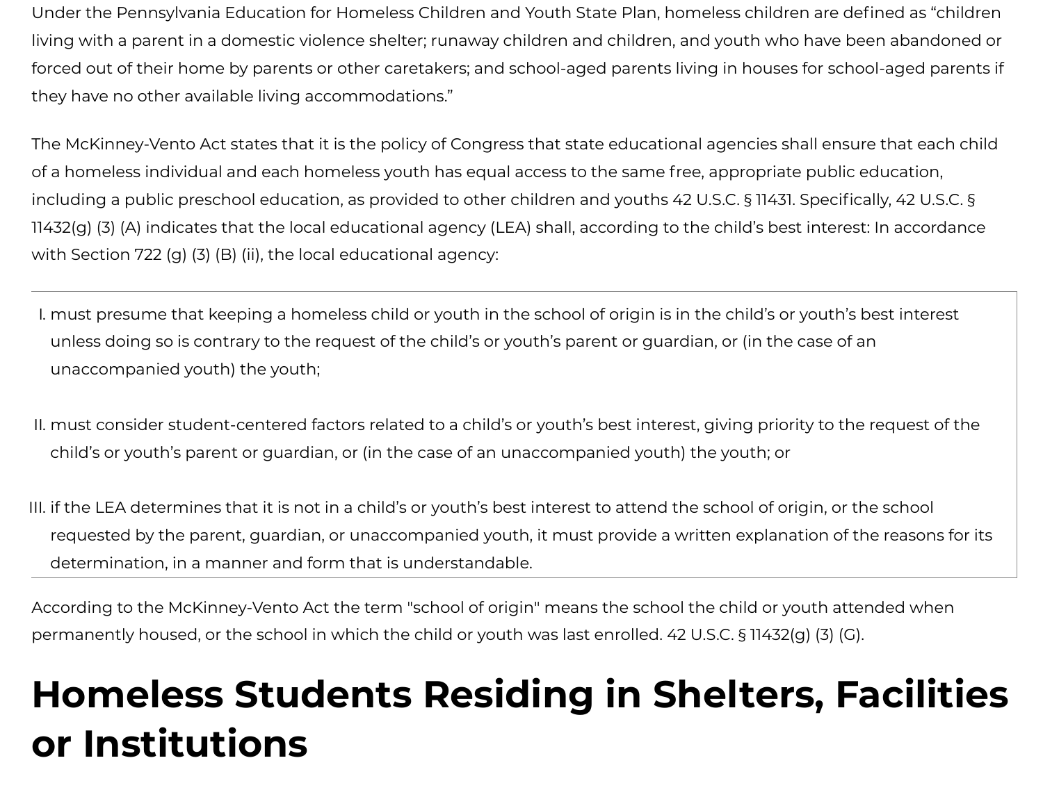Under the Pennsylvania Education for Homeless Children and Youth State Plan, homeless children are defined as “children living with a parent in a domestic violence shelter; runaway children and children, and youth who have been abandoned or forced out of their home by parents or other caretakers; and school-aged parents living in houses for school-aged parents if they have no other available living accommodations.”

The McKinney-Vento Act states that it is the policy of Congress that state educational agencies shall ensure that each child of a homeless individual and each homeless youth has equal access to the same free, appropriate public education, including a public preschool education, as provided to other children and youths 42 U.S.C. § 11431. Specifically, 42 U.S.C. § 11432(g) (3) (A) indicates that the local educational agency (LEA) shall, according to the child’s best interest: In accordance with Section 722 (g) (3) (B) (ii), the local educational agency:

I. must presume that keeping a homeless child or youth in the school of origin is in the child’s or youth’s best interest unless doing so is contrary to the request of the child’s or youth’s parent or guardian, or (in the case of an unaccompanied youth) the youth;

II. must consider student-centered factors related to a child’s or youth’s best interest, giving priority to the request of the child’s or youth’s parent or guardian, or (in the case of an unaccompanied youth) the youth; or

III. if the LEA determines that it is not in a child’s or youth’s best interest to attend the school of origin, or the school requested by the parent, guardian, or unaccompanied youth, it must provide a written explanation of the reasons for its determination, in a manner and form that is understandable.

According to the McKinney-Vento Act the term "school of origin" means the school the child or youth attended when permanently housed, or the school in which the child or youth was last enrolled. 42 U.S.C. § 11432(g) (3) (G).

# Homeless Students Residing in Shelters, Facilities or Institutions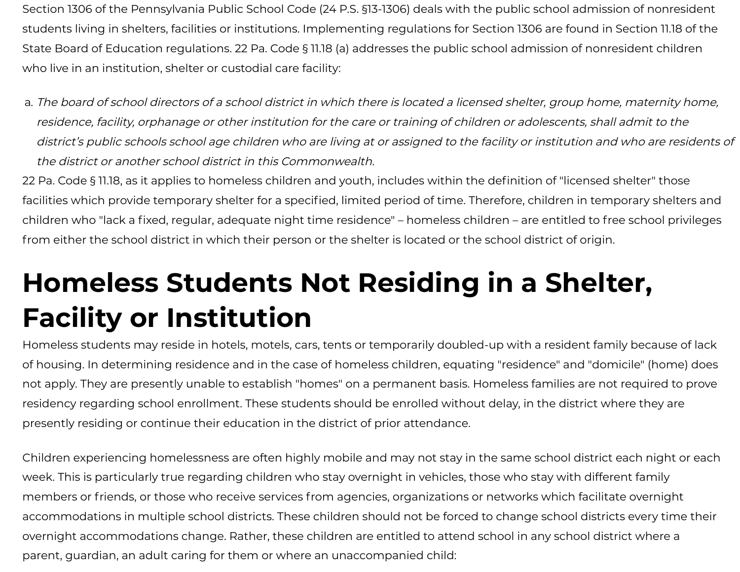Section 1306 of the Pennsylvania Public School Code (24 P.S. §13-1306) deals with the public school admission of nonresident students living in shelters, facilities or institutions. Implementing regulations for Section 1306 are found in Section 11.18 of the State Board of Education regulations. 22 Pa. Code § 11.18 (a) addresses the public school admission of nonresident children who live in an institution, shelter or custodial care facility:

a. *The board of school directors of a school district in which there is located a licensed shelter, group home, maternity home, residence, facility, orphanage or other institution for the care or training of children or adolescents, shall admit to the district's public schools school age children who are living at or assigned to the facility or institution and who are residents of the district or another school district in this Commonwealth.*

22 Pa. Code § 11.18, as it applies to homeless children and youth, includes within the definition of "licensed shelter" those facilities which provide temporary shelter for a specified, limited period of time. Therefore, children in temporary shelters and children who "lack a fixed, regular, adequate night time residence" – homeless children – are entitled to free school privileges from either the school district in which their person or the shelter is located or the school district of origin.

# Homeless Students Not Residing in a Shelter, Facility or Institution

Homeless students may reside in hotels, motels, cars, tents or temporarily doubled-up with a resident family because of lack of housing. In determining residence and in the case of homeless children, equating "residence" and "domicile" (home) does not apply. They are presently unable to establish "homes" on a permanent basis. Homeless families are not required to prove residency regarding school enrollment. These students should be enrolled without delay, in the district where they are presently residing or continue their education in the district of prior attendance.

Children experiencing homelessness are often highly mobile and may not stay in the same school district each night or each week. This is particularly true regarding children who stay overnight in vehicles, those who stay with different family members or friends, or those who receive services from agencies, organizations or networks which facilitate overnight accommodations in multiple school districts. These children should not be forced to change school districts every time their overnight accommodations change. Rather, these children are entitled to attend school in any school district where a parent, guardian, an adult caring for them or where an unaccompanied child: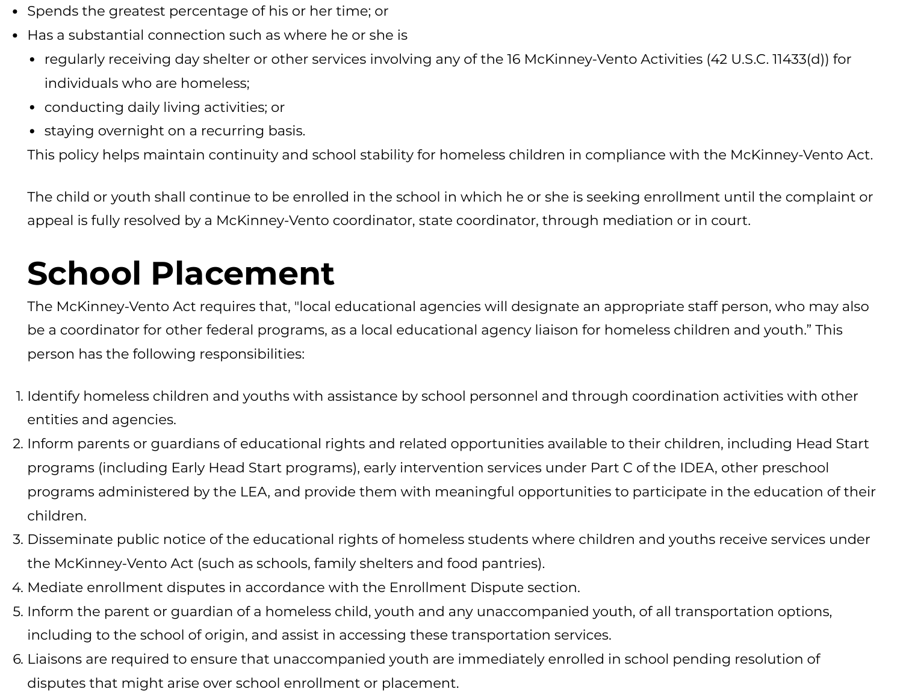- Spends the greatest percentage of his or her time; or
- Has a substantial connection such as where he or she is
  - regularly receiving day shelter or other services involving any of the 16 McKinney-Vento Activities (42 U.S.C. 11433(d)) for individuals who are homeless;
  - conducting daily living activities; or
  - staying overnight on a recurring basis.

  This policy helps maintain continuity and school stability for homeless children in compliance with the McKinney-Vento Act.

  The child or youth shall continue to be enrolled in the school in which he or she is seeking enrollment until the complaint or appeal is fully resolved by a McKinney-Vento coordinator, state coordinator, through mediation or in court.

# School Placement

The McKinney-Vento Act requires that, "local educational agencies will designate an appropriate staff person, who may also be a coordinator for other federal programs, as a local educational agency liaison for homeless children and youth." This person has the following responsibilities:

1. Identify homeless children and youths with assistance by school personnel and through coordination activities with other entities and agencies.
2. Inform parents or guardians of educational rights and related opportunities available to their children, including Head Start programs (including Early Head Start programs), early intervention services under Part C of the IDEA, other preschool programs administered by the LEA, and provide them with meaningful opportunities to participate in the education of their children.
3. Disseminate public notice of the educational rights of homeless students where children and youths receive services under the McKinney-Vento Act (such as schools, family shelters and food pantries).
4. Mediate enrollment disputes in accordance with the Enrollment Dispute section.
5. Inform the parent or guardian of a homeless child, youth and any unaccompanied youth, of all transportation options, including to the school of origin, and assist in accessing these transportation services.
6. Liaisons are required to ensure that unaccompanied youth are immediately enrolled in school pending resolution of disputes that might arise over school enrollment or placement.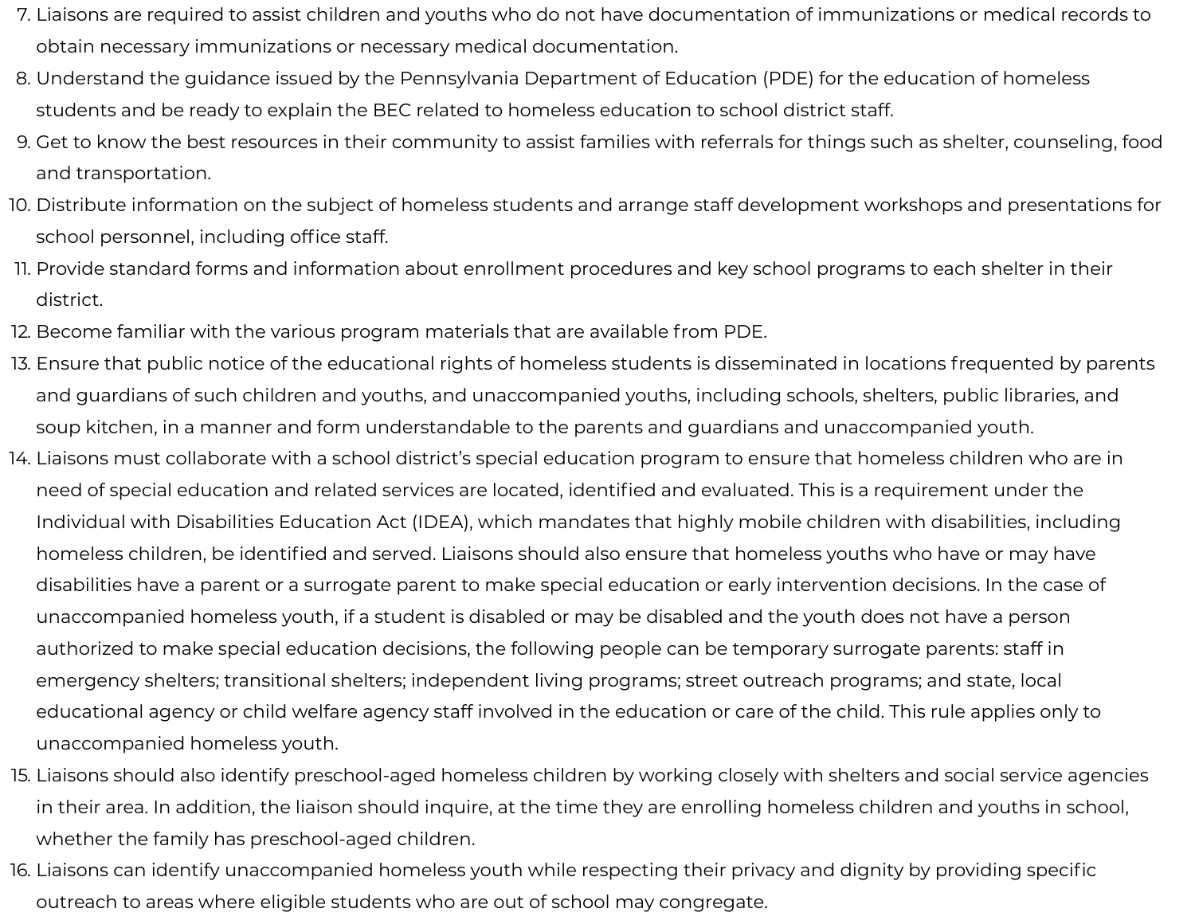7. Liaisons are required to assist children and youths who do not have documentation of immunizations or medical records to obtain necessary immunizations or necessary medical documentation.
8. Understand the guidance issued by the Pennsylvania Department of Education (PDE) for the education of homeless students and be ready to explain the BEC related to homeless education to school district staff.
9. Get to know the best resources in their community to assist families with referrals for things such as shelter, counseling, food and transportation.
10. Distribute information on the subject of homeless students and arrange staff development workshops and presentations for school personnel, including office staff.
11. Provide standard forms and information about enrollment procedures and key school programs to each shelter in their district.
12. Become familiar with the various program materials that are available from PDE.
13. Ensure that public notice of the educational rights of homeless students is disseminated in locations frequented by parents and guardians of such children and youths, and unaccompanied youths, including schools, shelters, public libraries, and soup kitchen, in a manner and form understandable to the parents and guardians and unaccompanied youth.
14. Liaisons must collaborate with a school district's special education program to ensure that homeless children who are in need of special education and related services are located, identified and evaluated. This is a requirement under the Individual with Disabilities Education Act (IDEA), which mandates that highly mobile children with disabilities, including homeless children, be identified and served. Liaisons should also ensure that homeless youths who have or may have disabilities have a parent or a surrogate parent to make special education or early intervention decisions. In the case of unaccompanied homeless youth, if a student is disabled or may be disabled and the youth does not have a person authorized to make special education decisions, the following people can be temporary surrogate parents: staff in emergency shelters; transitional shelters; independent living programs; street outreach programs; and state, local educational agency or child welfare agency staff involved in the education or care of the child. This rule applies only to unaccompanied homeless youth.
15. Liaisons should also identify preschool-aged homeless children by working closely with shelters and social service agencies in their area. In addition, the liaison should inquire, at the time they are enrolling homeless children and youths in school, whether the family has preschool-aged children.
16. Liaisons can identify unaccompanied homeless youth while respecting their privacy and dignity by providing specific outreach to areas where eligible students who are out of school may congregate.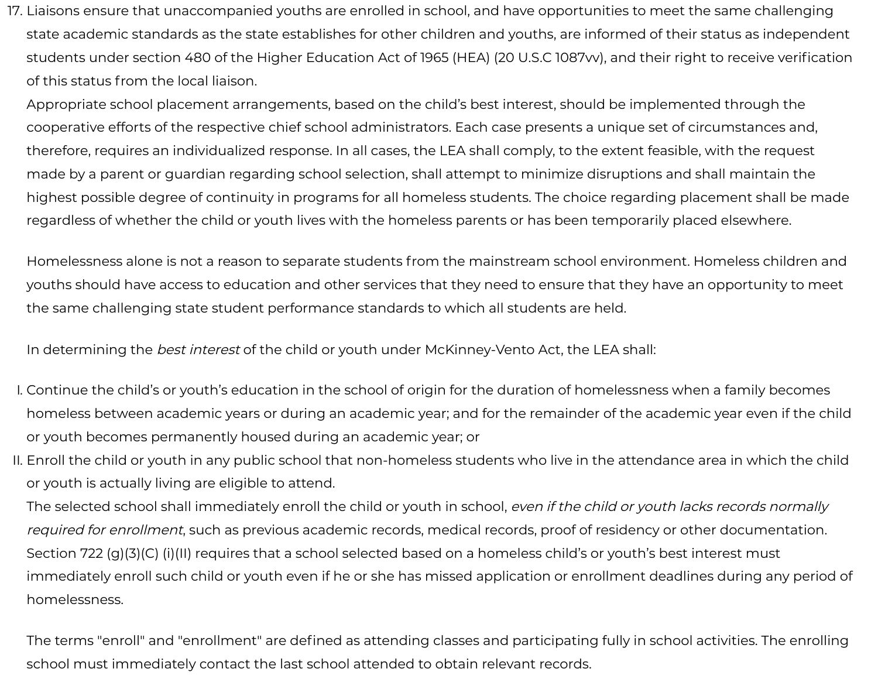17. Liaisons ensure that unaccompanied youths are enrolled in school, and have opportunities to meet the same challenging state academic standards as the state establishes for other children and youths, are informed of their status as independent students under section 480 of the Higher Education Act of 1965 (HEA) (20 U.S.C 1087vv), and their right to receive verification of this status from the local liaison.

    Appropriate school placement arrangements, based on the child's best interest, should be implemented through the cooperative efforts of the respective chief school administrators. Each case presents a unique set of circumstances and, therefore, requires an individualized response. In all cases, the LEA shall comply, to the extent feasible, with the request made by a parent or guardian regarding school selection, shall attempt to minimize disruptions and shall maintain the highest possible degree of continuity in programs for all homeless students. The choice regarding placement shall be made regardless of whether the child or youth lives with the homeless parents or has been temporarily placed elsewhere.

    Homelessness alone is not a reason to separate students from the mainstream school environment. Homeless children and youths should have access to education and other services that they need to ensure that they have an opportunity to meet the same challenging state student performance standards to which all students are held.

    In determining the *best interest* of the child or youth under McKinney-Vento Act, the LEA shall:

I. Continue the child's or youth's education in the school of origin for the duration of homelessness when a family becomes homeless between academic years or during an academic year; and for the remainder of the academic year even if the child or youth becomes permanently housed during an academic year; or
II. Enroll the child or youth in any public school that non-homeless students who live in the attendance area in which the child or youth is actually living are eligible to attend.

    The selected school shall immediately enroll the child or youth in school, *even if the child or youth lacks records normally required for enrollment*, such as previous academic records, medical records, proof of residency or other documentation. Section 722 (g)(3)(C) (i)(II) requires that a school selected based on a homeless child's or youth's best interest must immediately enroll such child or youth even if he or she has missed application or enrollment deadlines during any period of homelessness.

    The terms "enroll" and "enrollment" are defined as attending classes and participating fully in school activities. The enrolling school must immediately contact the last school attended to obtain relevant records.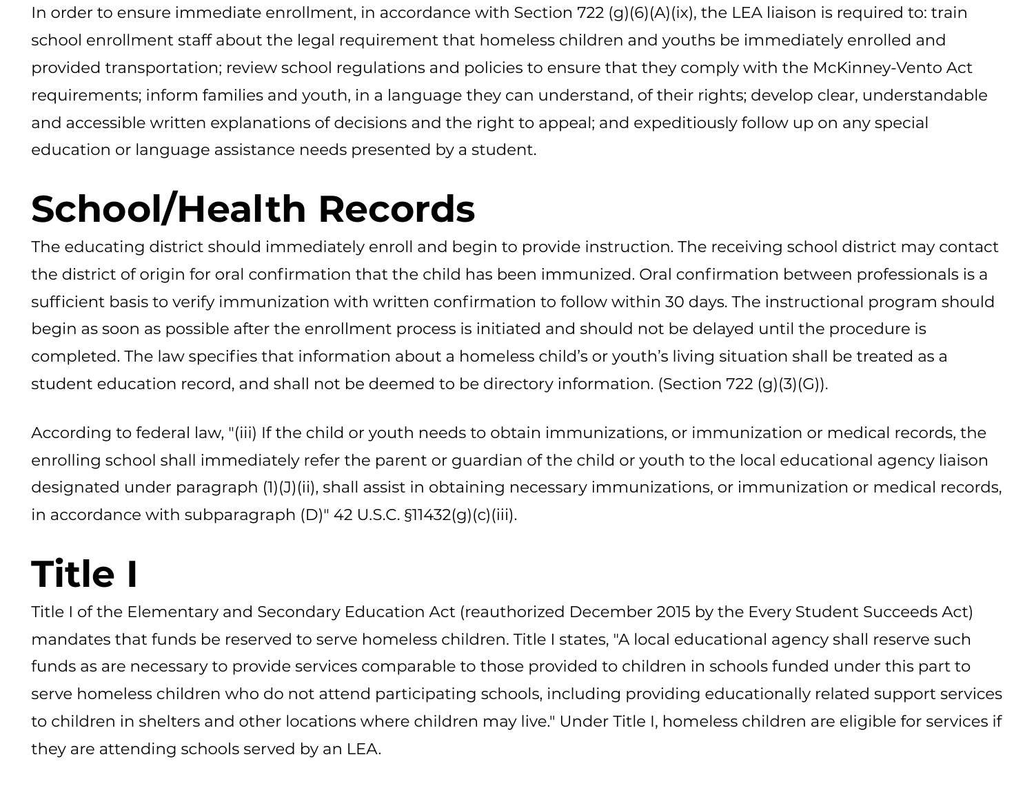In order to ensure immediate enrollment, in accordance with Section 722 (g)(6)(A)(ix), the LEA liaison is required to: train school enrollment staff about the legal requirement that homeless children and youths be immediately enrolled and provided transportation; review school regulations and policies to ensure that they comply with the McKinney-Vento Act requirements; inform families and youth, in a language they can understand, of their rights; develop clear, understandable and accessible written explanations of decisions and the right to appeal; and expeditiously follow up on any special education or language assistance needs presented by a student.

# School/Health Records

The educating district should immediately enroll and begin to provide instruction. The receiving school district may contact the district of origin for oral confirmation that the child has been immunized. Oral confirmation between professionals is a sufficient basis to verify immunization with written confirmation to follow within 30 days. The instructional program should begin as soon as possible after the enrollment process is initiated and should not be delayed until the procedure is completed. The law specifies that information about a homeless child's or youth's living situation shall be treated as a student education record, and shall not be deemed to be directory information. (Section 722 (g)(3)(G)).

According to federal law, "(iii) If the child or youth needs to obtain immunizations, or immunization or medical records, the enrolling school shall immediately refer the parent or guardian of the child or youth to the local educational agency liaison designated under paragraph (1)(J)(ii), shall assist in obtaining necessary immunizations, or immunization or medical records, in accordance with subparagraph (D)" 42 U.S.C. §11432(g)(c)(iii).

# Title I

Title I of the Elementary and Secondary Education Act (reauthorized December 2015 by the Every Student Succeeds Act) mandates that funds be reserved to serve homeless children. Title I states, "A local educational agency shall reserve such funds as are necessary to provide services comparable to those provided to children in schools funded under this part to serve homeless children who do not attend participating schools, including providing educationally related support services to children in shelters and other locations where children may live." Under Title I, homeless children are eligible for services if they are attending schools served by an LEA.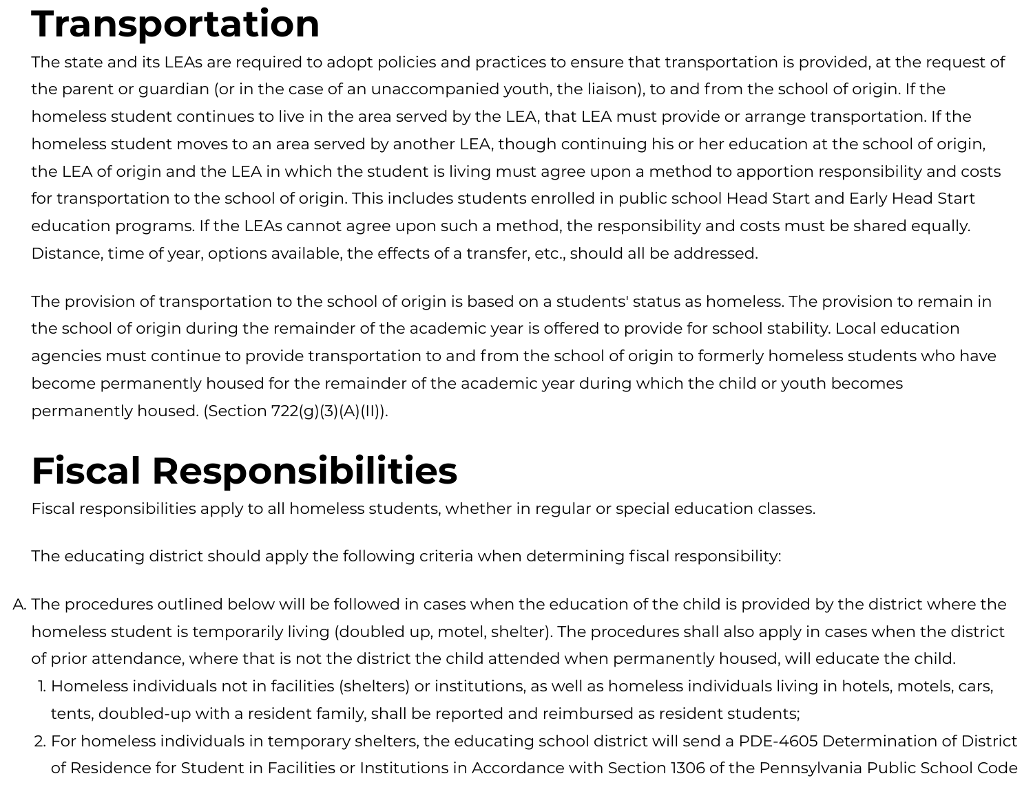# Transportation

The state and its LEAs are required to adopt policies and practices to ensure that transportation is provided, at the request of the parent or guardian (or in the case of an unaccompanied youth, the liaison), to and from the school of origin. If the homeless student continues to live in the area served by the LEA, that LEA must provide or arrange transportation. If the homeless student moves to an area served by another LEA, though continuing his or her education at the school of origin, the LEA of origin and the LEA in which the student is living must agree upon a method to apportion responsibility and costs for transportation to the school of origin. This includes students enrolled in public school Head Start and Early Head Start education programs. If the LEAs cannot agree upon such a method, the responsibility and costs must be shared equally. Distance, time of year, options available, the effects of a transfer, etc., should all be addressed.

The provision of transportation to the school of origin is based on a students' status as homeless. The provision to remain in the school of origin during the remainder of the academic year is offered to provide for school stability. Local education agencies must continue to provide transportation to and from the school of origin to formerly homeless students who have become permanently housed for the remainder of the academic year during which the child or youth becomes permanently housed. (Section 722(g)(3)(A)(II)).

# Fiscal Responsibilities

Fiscal responsibilities apply to all homeless students, whether in regular or special education classes.

The educating district should apply the following criteria when determining fiscal responsibility:

A. The procedures outlined below will be followed in cases when the education of the child is provided by the district where the homeless student is temporarily living (doubled up, motel, shelter). The procedures shall also apply in cases when the district of prior attendance, where that is not the district the child attended when permanently housed, will educate the child.
   1. Homeless individuals not in facilities (shelters) or institutions, as well as homeless individuals living in hotels, motels, cars, tents, doubled-up with a resident family, shall be reported and reimbursed as resident students;
   2. For homeless individuals in temporary shelters, the educating school district will send a PDE-4605 Determination of District of Residence for Student in Facilities or Institutions in Accordance with Section 1306 of the Pennsylvania Public School Code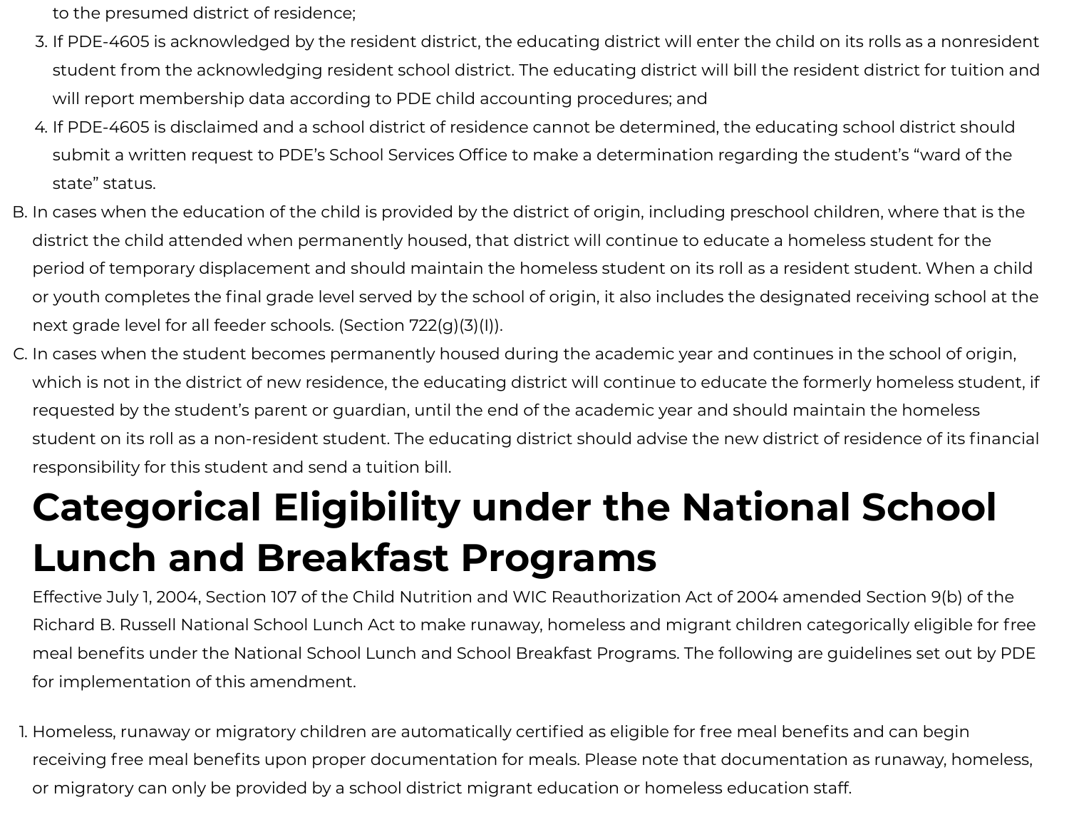to the presumed district of residence;

3. If PDE-4605 is acknowledged by the resident district, the educating district will enter the child on its rolls as a nonresident student from the acknowledging resident school district. The educating district will bill the resident district for tuition and will report membership data according to PDE child accounting procedures; and
4. If PDE-4605 is disclaimed and a school district of residence cannot be determined, the educating school district should submit a written request to PDE's School Services Office to make a determination regarding the student's "ward of the state" status.

B. In cases when the education of the child is provided by the district of origin, including preschool children, where that is the district the child attended when permanently housed, that district will continue to educate a homeless student for the period of temporary displacement and should maintain the homeless student on its roll as a resident student. When a child or youth completes the final grade level served by the school of origin, it also includes the designated receiving school at the next grade level for all feeder schools. (Section 722(g)(3)(I)).

C. In cases when the student becomes permanently housed during the academic year and continues in the school of origin, which is not in the district of new residence, the educating district will continue to educate the formerly homeless student, if requested by the student's parent or guardian, until the end of the academic year and should maintain the homeless student on its roll as a non-resident student. The educating district should advise the new district of residence of its financial responsibility for this student and send a tuition bill.

# Categorical Eligibility under the National School Lunch and Breakfast Programs

Effective July 1, 2004, Section 107 of the Child Nutrition and WIC Reauthorization Act of 2004 amended Section 9(b) of the Richard B. Russell National School Lunch Act to make runaway, homeless and migrant children categorically eligible for free meal benefits under the National School Lunch and School Breakfast Programs. The following are guidelines set out by PDE for implementation of this amendment.

1. Homeless, runaway or migratory children are automatically certified as eligible for free meal benefits and can begin receiving free meal benefits upon proper documentation for meals. Please note that documentation as runaway, homeless, or migratory can only be provided by a school district migrant education or homeless education staff.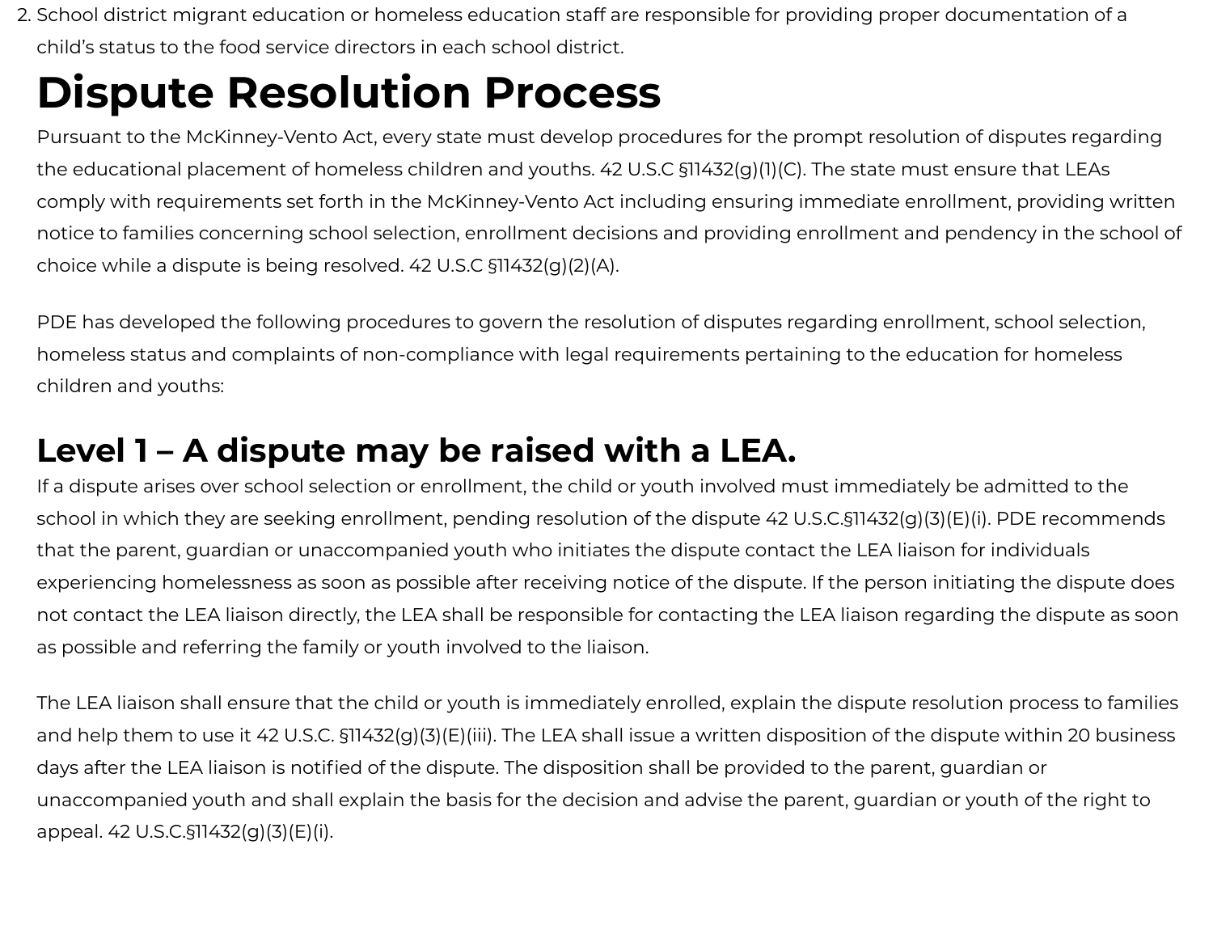2. School district migrant education or homeless education staff are responsible for providing proper documentation of a child's status to the food service directors in each school district.

# Dispute Resolution Process

Pursuant to the McKinney-Vento Act, every state must develop procedures for the prompt resolution of disputes regarding the educational placement of homeless children and youths. 42 U.S.C §11432(g)(1)(C). The state must ensure that LEAs comply with requirements set forth in the McKinney-Vento Act including ensuring immediate enrollment, providing written notice to families concerning school selection, enrollment decisions and providing enrollment and pendency in the school of choice while a dispute is being resolved. 42 U.S.C §11432(g)(2)(A).

PDE has developed the following procedures to govern the resolution of disputes regarding enrollment, school selection, homeless status and complaints of non-compliance with legal requirements pertaining to the education for homeless children and youths:

## Level 1 – A dispute may be raised with a LEA.

If a dispute arises over school selection or enrollment, the child or youth involved must immediately be admitted to the school in which they are seeking enrollment, pending resolution of the dispute 42 U.S.C.§11432(g)(3)(E)(i). PDE recommends that the parent, guardian or unaccompanied youth who initiates the dispute contact the LEA liaison for individuals experiencing homelessness as soon as possible after receiving notice of the dispute. If the person initiating the dispute does not contact the LEA liaison directly, the LEA shall be responsible for contacting the LEA liaison regarding the dispute as soon as possible and referring the family or youth involved to the liaison.

The LEA liaison shall ensure that the child or youth is immediately enrolled, explain the dispute resolution process to families and help them to use it 42 U.S.C. §11432(g)(3)(E)(iii). The LEA shall issue a written disposition of the dispute within 20 business days after the LEA liaison is notified of the dispute. The disposition shall be provided to the parent, guardian or unaccompanied youth and shall explain the basis for the decision and advise the parent, guardian or youth of the right to appeal. 42 U.S.C.§11432(g)(3)(E)(i).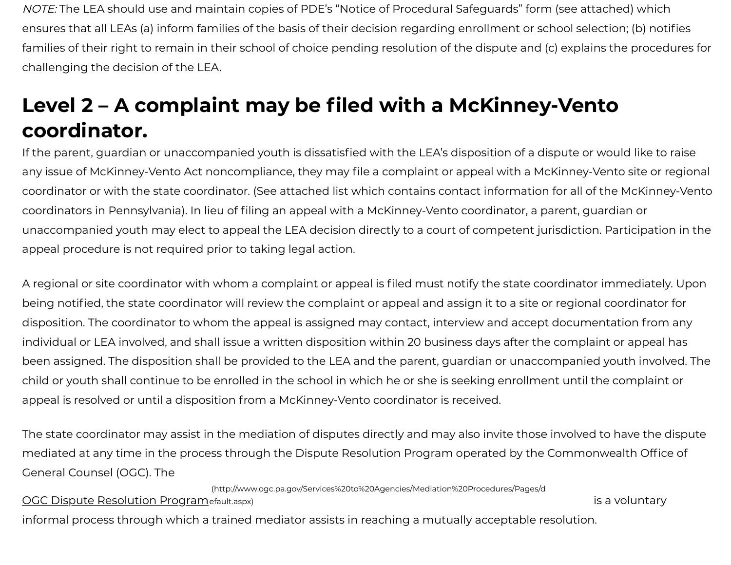*NOTE:* The LEA should use and maintain copies of PDE's "Notice of Procedural Safeguards" form (see attached) which ensures that all LEAs (a) inform families of the basis of their decision regarding enrollment or school selection; (b) notifies families of their right to remain in their school of choice pending resolution of the dispute and (c) explains the procedures for challenging the decision of the LEA.

## Level 2 – A complaint may be filed with a McKinney-Vento coordinator.

If the parent, guardian or unaccompanied youth is dissatisfied with the LEA's disposition of a dispute or would like to raise any issue of McKinney-Vento Act noncompliance, they may file a complaint or appeal with a McKinney-Vento site or regional coordinator or with the state coordinator. (See attached list which contains contact information for all of the McKinney-Vento coordinators in Pennsylvania). In lieu of filing an appeal with a McKinney-Vento coordinator, a parent, guardian or unaccompanied youth may elect to appeal the LEA decision directly to a court of competent jurisdiction. Participation in the appeal procedure is not required prior to taking legal action.

A regional or site coordinator with whom a complaint or appeal is filed must notify the state coordinator immediately. Upon being notified, the state coordinator will review the complaint or appeal and assign it to a site or regional coordinator for disposition. The coordinator to whom the appeal is assigned may contact, interview and accept documentation from any individual or LEA involved, and shall issue a written disposition within 20 business days after the complaint or appeal has been assigned. The disposition shall be provided to the LEA and the parent, guardian or unaccompanied youth involved. The child or youth shall continue to be enrolled in the school in which he or she is seeking enrollment until the complaint or appeal is resolved or until a disposition from a McKinney-Vento coordinator is received.

The state coordinator may assist in the mediation of disputes directly and may also invite those involved to have the dispute mediated at any time in the process through the Dispute Resolution Program operated by the Commonwealth Office of General Counsel (OGC). The OGC Dispute Resolution Program (http://www.ogc.pa.gov/Services%20to%20Agencies/Mediation%20Procedures/Pages/default.aspx) is a voluntary informal process through which a trained mediator assists in reaching a mutually acceptable resolution.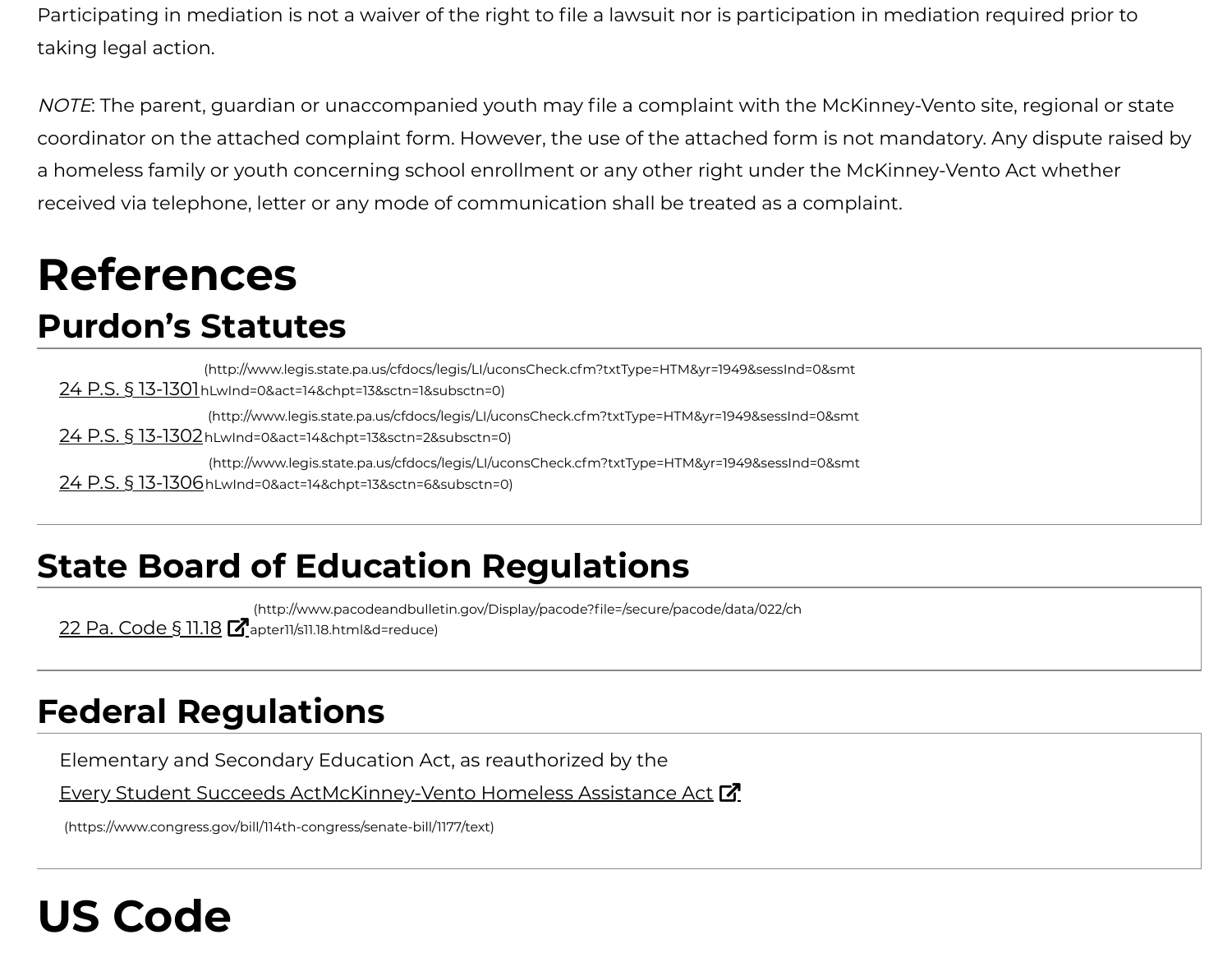Participating in mediation is not a waiver of the right to file a lawsuit nor is participation in mediation required prior to taking legal action.

*NOTE*: The parent, guardian or unaccompanied youth may file a complaint with the McKinney-Vento site, regional or state coordinator on the attached complaint form. However, the use of the attached form is not mandatory. Any dispute raised by a homeless family or youth concerning school enrollment or any other right under the McKinney-Vento Act whether received via telephone, letter or any mode of communication shall be treated as a complaint.

# References

## Purdon's Statutes

24 P.S. § 13-1301 (http://www.legis.state.pa.us/cfdocs/legis/LI/uconsCheck.cfm?txtType=HTM&yr=1949&sessInd=0&smthLwInd=0&act=14&chpt=13&sctn=1&subsctn=0)

24 P.S. § 13-1302 (http://www.legis.state.pa.us/cfdocs/legis/LI/uconsCheck.cfm?txtType=HTM&yr=1949&sessInd=0&smthLwInd=0&act=14&chpt=13&sctn=2&subsctn=0)

24 P.S. § 13-1306 (http://www.legis.state.pa.us/cfdocs/legis/LI/uconsCheck.cfm?txtType=HTM&yr=1949&sessInd=0&smthLwInd=0&act=14&chpt=13&sctn=6&subsctn=0)

## State Board of Education Regulations

22 Pa. Code § 11.18 (http://www.pacodeandbulletin.gov/Display/pacode?file=/secure/pacode/data/022/chapter11/s11.18.html&d=reduce)

## Federal Regulations

Elementary and Secondary Education Act, as reauthorized by the Every Student Succeeds ActMcKinney-Vento Homeless Assistance Act (https://www.congress.gov/bill/114th-congress/senate-bill/1177/text)

# US Code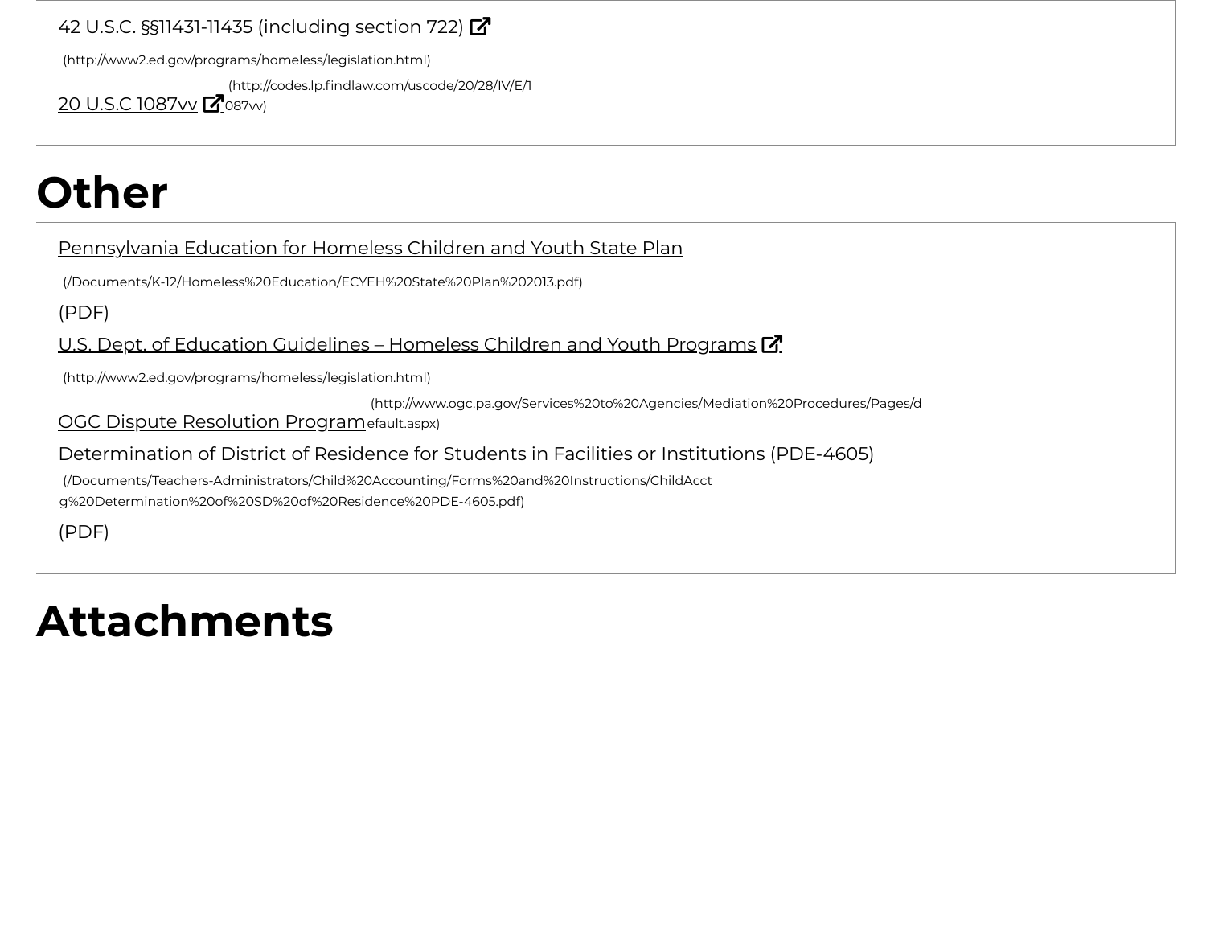42 U.S.C. §§11431-11435 (including section 722)

(http://www2.ed.gov/programs/homeless/legislation.html)

20 U.S.C 1087vv (http://codes.lp.findlaw.com/uscode/20/28/IV/E/1087vv)

# Other

Pennsylvania Education for Homeless Children and Youth State Plan

(/Documents/K-12/Homeless%20Education/ECYEH%20State%20Plan%202013.pdf)

(PDF)

U.S. Dept. of Education Guidelines – Homeless Children and Youth Programs

(http://www2.ed.gov/programs/homeless/legislation.html)

OGC Dispute Resolution Program (http://www.ogc.pa.gov/Services%20to%20Agencies/Mediation%20Procedures/Pages/default.aspx)

Determination of District of Residence for Students in Facilities or Institutions (PDE-4605)

(/Documents/Teachers-Administrators/Child%20Accounting/Forms%20and%20Instructions/ChildAcctg%20Determination%20of%20SD%20of%20Residence%20PDE-4605.pdf)

(PDF)

# Attachments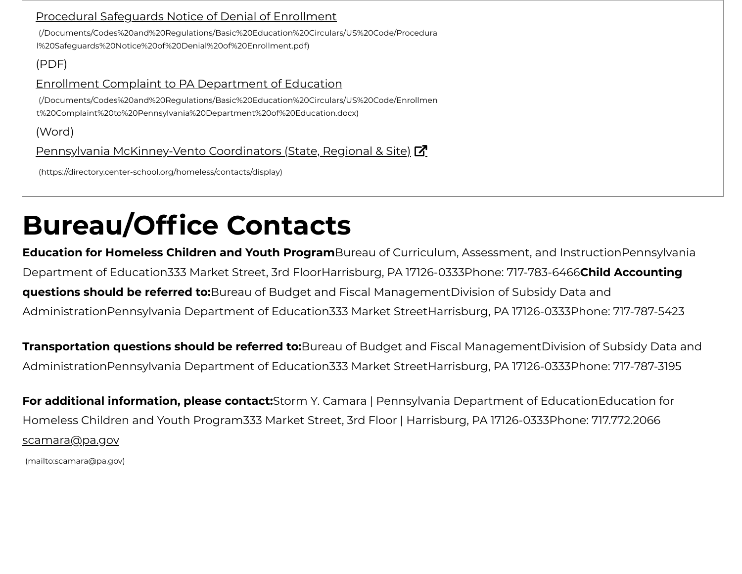Procedural Safeguards Notice of Denial of Enrollment
(/Documents/Codes%20and%20Regulations/Basic%20Education%20Circulars/US%20Code/Procedural%20Safeguards%20Notice%20of%20Denial%20of%20Enrollment.pdf)

(PDF)

Enrollment Complaint to PA Department of Education
(/Documents/Codes%20and%20Regulations/Basic%20Education%20Circulars/US%20Code/Enrollment%20Complaint%20to%20Pennsylvania%20Department%20of%20Education.docx)

(Word)

Pennsylvania McKinney-Vento Coordinators (State, Regional & Site)
(https://directory.center-school.org/homeless/contacts/display)

# Bureau/Office Contacts

**Education for Homeless Children and Youth Program**Bureau of Curriculum, Assessment, and InstructionPennsylvania Department of Education333 Market Street, 3rd FloorHarrisburg, PA 17126-0333Phone: 717-783-6466**Child Accounting questions should be referred to:**Bureau of Budget and Fiscal ManagementDivision of Subsidy Data and AdministrationPennsylvania Department of Education333 Market StreetHarrisburg, PA 17126-0333Phone: 717-787-5423

**Transportation questions should be referred to:**Bureau of Budget and Fiscal ManagementDivision of Subsidy Data and AdministrationPennsylvania Department of Education333 Market StreetHarrisburg, PA 17126-0333Phone: 717-787-3195

**For additional information, please contact:**Storm Y. Camara | Pennsylvania Department of EducationEducation for Homeless Children and Youth Program333 Market Street, 3rd Floor | Harrisburg, PA 17126-0333Phone: 717.772.2066
scamara@pa.gov
(mailto:scamara@pa.gov)